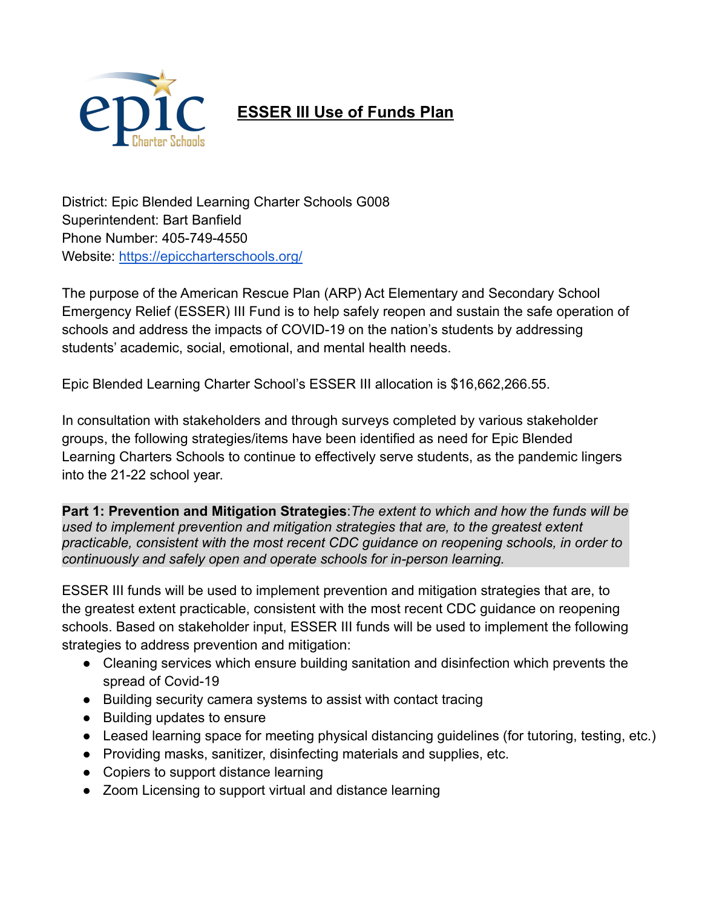# ESSER III Use of Funds Plan

District: Epic Blended Learning Charter Schools G008
Superintendent: Bart Banfield
Phone Number: 405-749-4550
Website: [https://epiccharterschools.org/](https://epiccharterschools.org/)

The purpose of the American Rescue Plan (ARP) Act Elementary and Secondary School Emergency Relief (ESSER) III Fund is to help safely reopen and sustain the safe operation of schools and address the impacts of COVID-19 on the nation's students by addressing students' academic, social, emotional, and mental health needs.

Epic Blended Learning Charter School's ESSER III allocation is $16,662,266.55.

In consultation with stakeholders and through surveys completed by various stakeholder groups, the following strategies/items have been identified as need for Epic Blended Learning Charters Schools to continue to effectively serve students, as the pandemic lingers into the 21-22 school year.

**Part 1: Prevention and Mitigation Strategies**:*The extent to which and how the funds will be used to implement prevention and mitigation strategies that are, to the greatest extent practicable, consistent with the most recent CDC guidance on reopening schools, in order to continuously and safely open and operate schools for in-person learning.*

ESSER III funds will be used to implement prevention and mitigation strategies that are, to the greatest extent practicable, consistent with the most recent CDC guidance on reopening schools. Based on stakeholder input, ESSER III funds will be used to implement the following strategies to address prevention and mitigation:

- Cleaning services which ensure building sanitation and disinfection which prevents the spread of Covid-19
- Building security camera systems to assist with contact tracing
- Building updates to ensure
- Leased learning space for meeting physical distancing guidelines (for tutoring, testing, etc.)
- Providing masks, sanitizer, disinfecting materials and supplies, etc.
- Copiers to support distance learning
- Zoom Licensing to support virtual and distance learning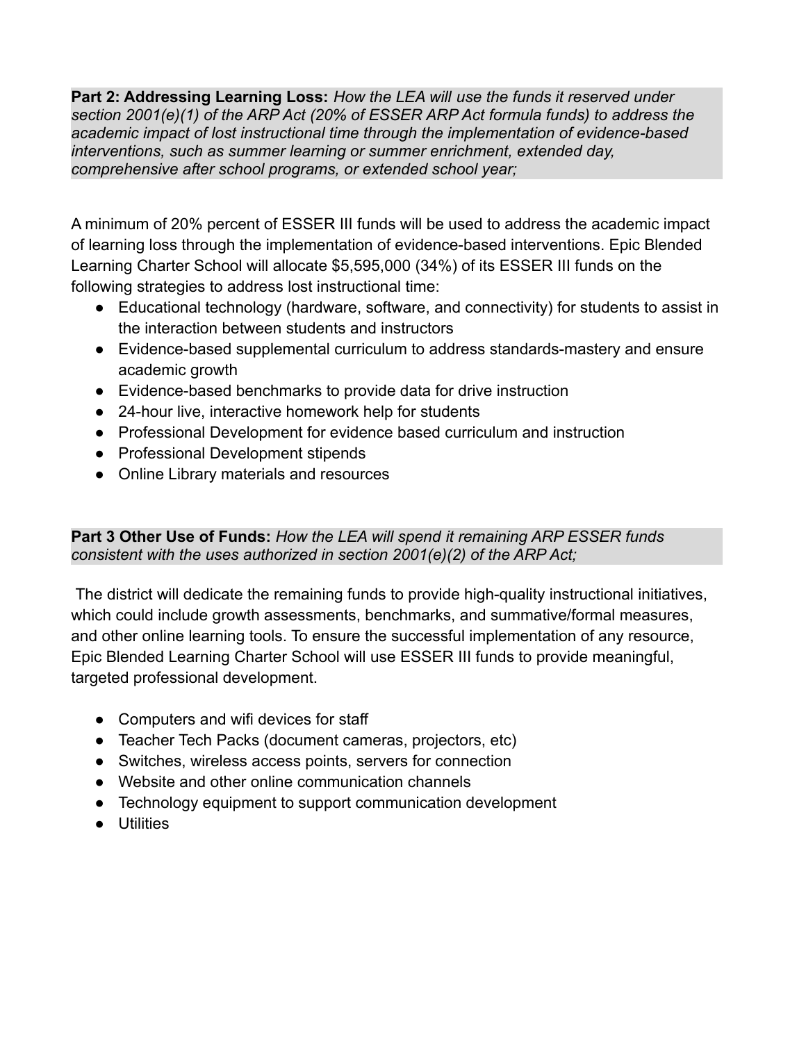**Part 2: Addressing Learning Loss:** *How the LEA will use the funds it reserved under section 2001(e)(1) of the ARP Act (20% of ESSER ARP Act formula funds) to address the academic impact of lost instructional time through the implementation of evidence-based interventions, such as summer learning or summer enrichment, extended day, comprehensive after school programs, or extended school year;*

A minimum of 20% percent of ESSER III funds will be used to address the academic impact of learning loss through the implementation of evidence-based interventions. Epic Blended Learning Charter School will allocate $5,595,000 (34%) of its ESSER III funds on the following strategies to address lost instructional time:

- Educational technology (hardware, software, and connectivity) for students to assist in the interaction between students and instructors
- Evidence-based supplemental curriculum to address standards-mastery and ensure academic growth
- Evidence-based benchmarks to provide data for drive instruction
- 24-hour live, interactive homework help for students
- Professional Development for evidence based curriculum and instruction
- Professional Development stipends
- Online Library materials and resources

**Part 3 Other Use of Funds:** *How the LEA will spend it remaining ARP ESSER funds consistent with the uses authorized in section 2001(e)(2) of the ARP Act;*

The district will dedicate the remaining funds to provide high-quality instructional initiatives, which could include growth assessments, benchmarks, and summative/formal measures, and other online learning tools. To ensure the successful implementation of any resource, Epic Blended Learning Charter School will use ESSER III funds to provide meaningful, targeted professional development.

- Computers and wifi devices for staff
- Teacher Tech Packs (document cameras, projectors, etc)
- Switches, wireless access points, servers for connection
- Website and other online communication channels
- Technology equipment to support communication development
- Utilities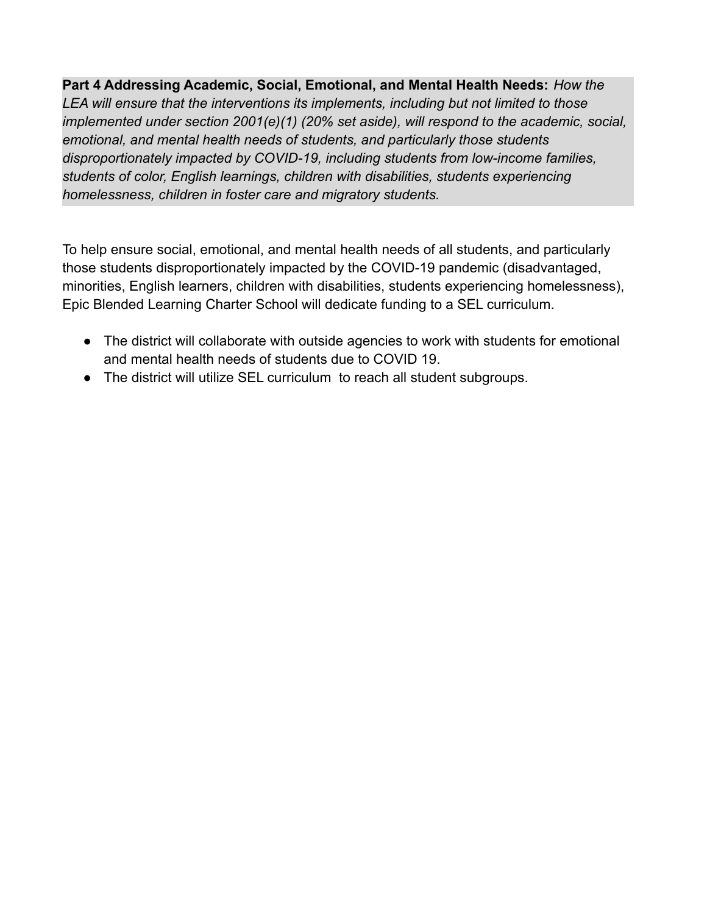**Part 4 Addressing Academic, Social, Emotional, and Mental Health Needs:** *How the LEA will ensure that the interventions its implements, including but not limited to those implemented under section 2001(e)(1) (20% set aside), will respond to the academic, social, emotional, and mental health needs of students, and particularly those students disproportionately impacted by COVID-19, including students from low-income families, students of color, English learnings, children with disabilities, students experiencing homelessness, children in foster care and migratory students.*

To help ensure social, emotional, and mental health needs of all students, and particularly those students disproportionately impacted by the COVID-19 pandemic (disadvantaged, minorities, English learners, children with disabilities, students experiencing homelessness), Epic Blended Learning Charter School will dedicate funding to a SEL curriculum.

- The district will collaborate with outside agencies to work with students for emotional and mental health needs of students due to COVID 19.
- The district will utilize SEL curriculum to reach all student subgroups.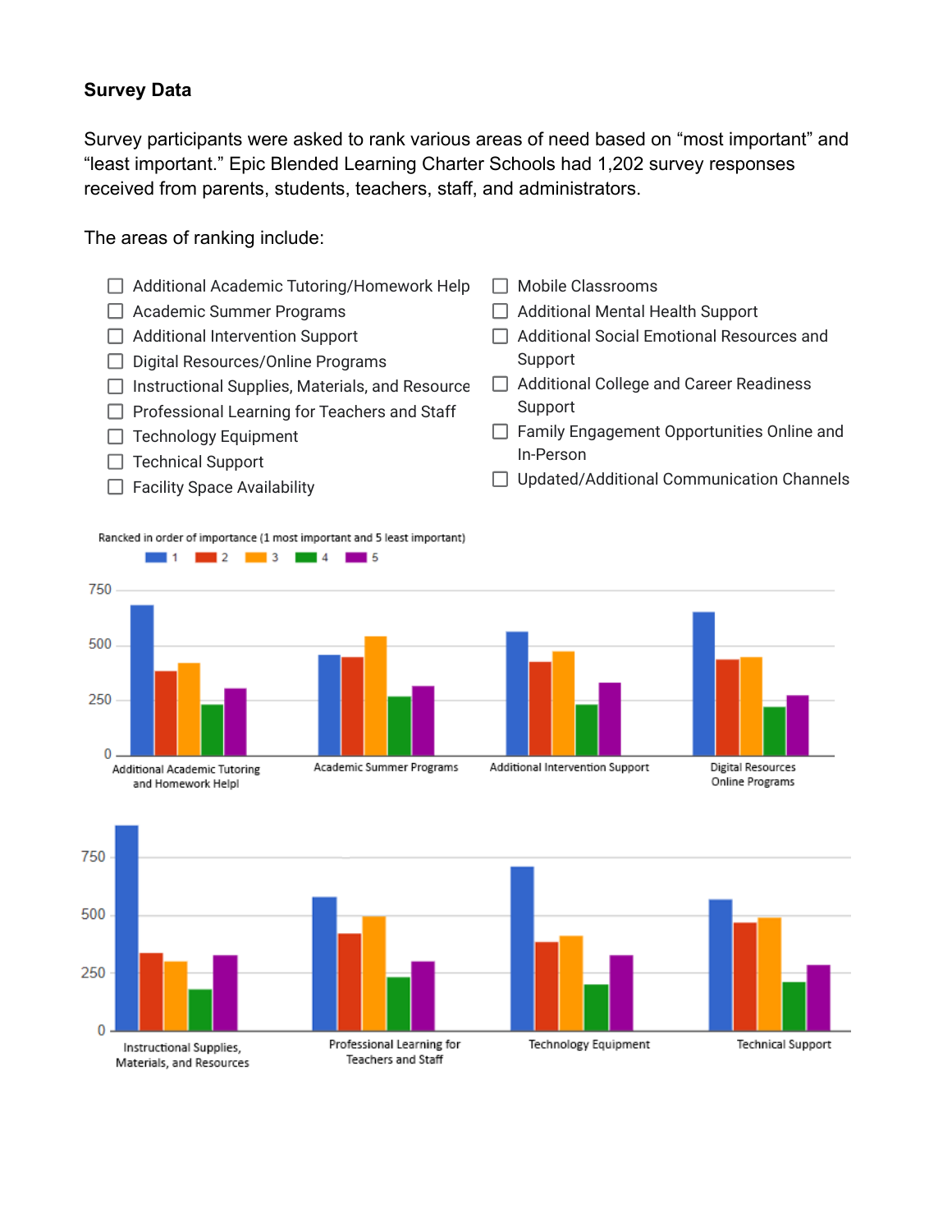**Survey Data**

Survey participants were asked to rank various areas of need based on "most important" and "least important." Epic Blended Learning Charter Schools had 1,202 survey responses received from parents, students, teachers, staff, and administrators.

The areas of ranking include:

- ☐ Additional Academic Tutoring/Homework Help
- ☐ Academic Summer Programs
- ☐ Additional Intervention Support
- ☐ Digital Resources/Online Programs
- ☐ Instructional Supplies, Materials, and Resource
- ☐ Professional Learning for Teachers and Staff
- ☐ Technology Equipment
- ☐ Technical Support
- ☐ Facility Space Availability
- ☐ Mobile Classrooms
- ☐ Additional Mental Health Support
- ☐ Additional Social Emotional Resources and Support
- ☐ Additional College and Career Readiness Support
- ☐ Family Engagement Opportunities Online and In-Person
- ☐ Updated/Additional Communication Channels

Rancked in order of importance (1 most important and 5 least important)

Legend: 1, 2, 3, 4, 5

Categories (chart 1): Additional Academic Tutoring and Homework Helpl; Academic Summer Programs; Additional Intervention Support; Digital Resources Online Programs

Categories (chart 2): Instructional Supplies, Materials, and Resources; Professional Learning for Teachers and Staff; Technology Equipment; Technical Support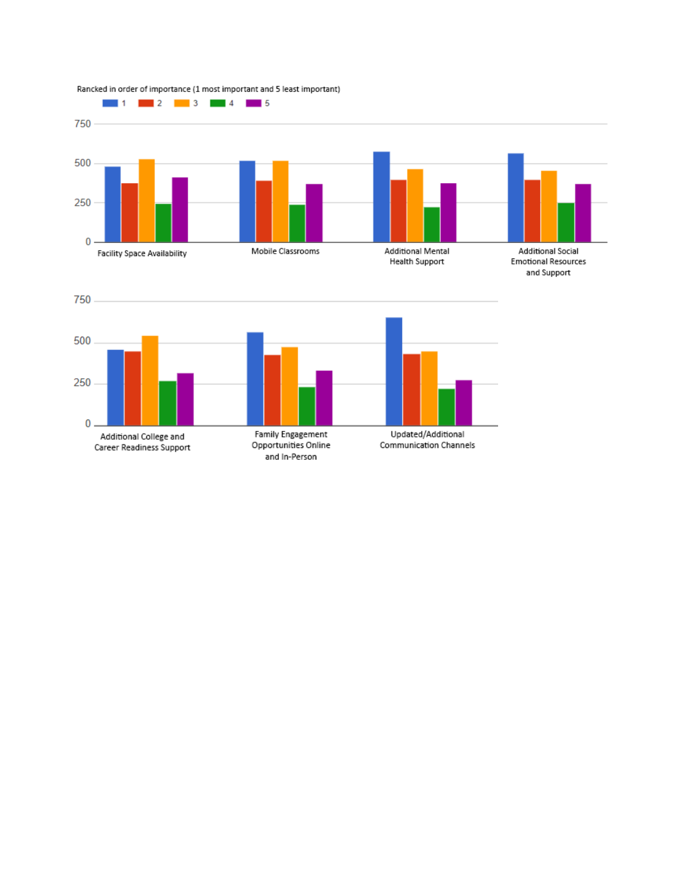Rancked in order of importance (1 most important and 5 least important)

1 2 3 4 5

750
500
250
0

Facility Space Availability

Mobile Classrooms

Additional Mental Health Support

Additional Social Emotional Resources and Support

750
500
250
0

Additional College and Career Readiness Support

Family Engagement Opportunities Online and In-Person

Updated/Additional Communication Channels